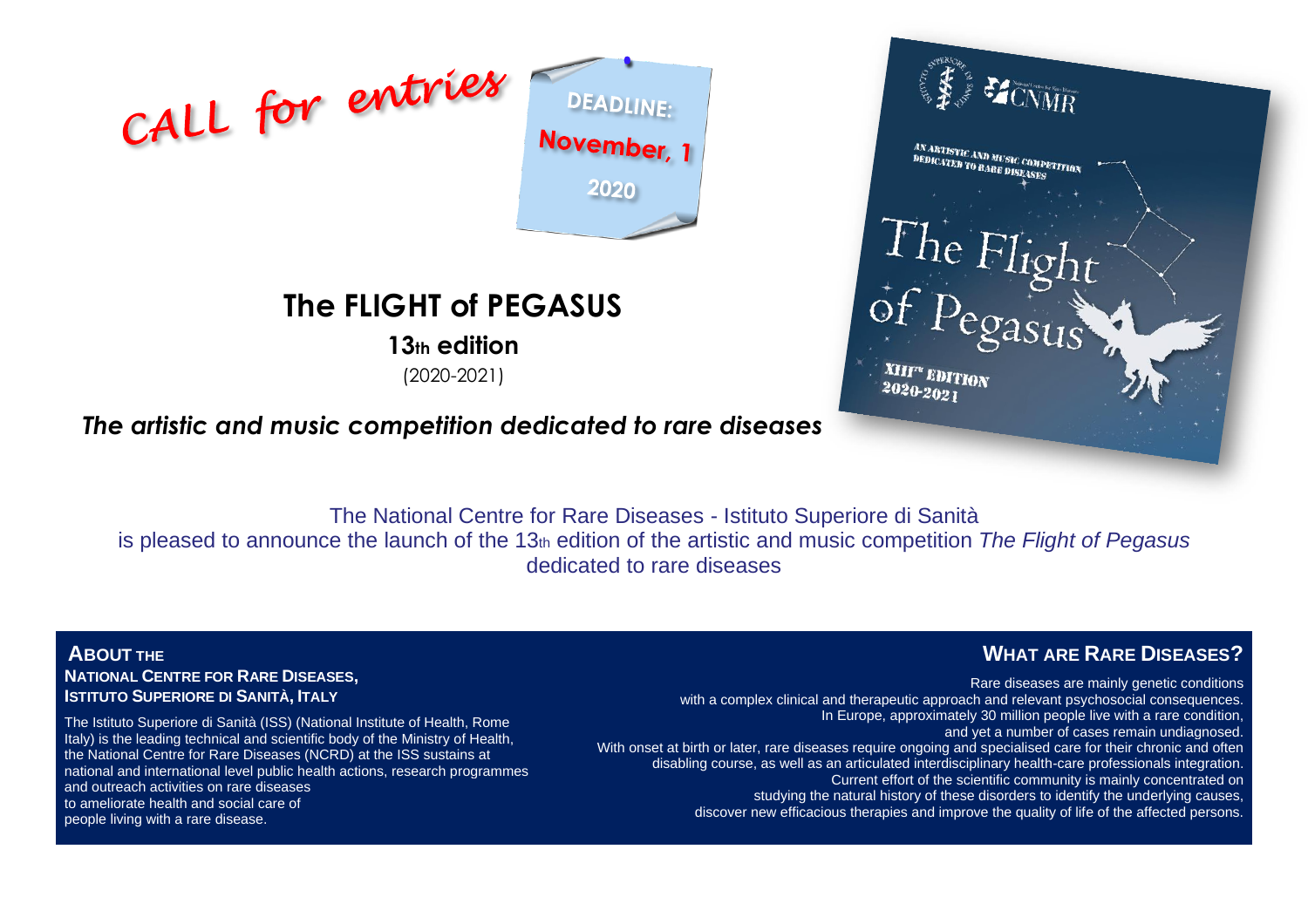CALL for entries

DEADLINE:
November, 1
2020

# The FLIGHT of PEGASUS

**13th edition**

(2020-2021)

***The artistic and music competition dedicated to rare diseases***

The National Centre for Rare Diseases - Istituto Superiore di Sanità
is pleased to announce the launch of the 13th edition of the artistic and music competition *The Flight of Pegasus* dedicated to rare diseases

## ABOUT THE NATIONAL CENTRE FOR RARE DISEASES, ISTITUTO SUPERIORE DI SANITÀ, ITALY

The Istituto Superiore di Sanità (ISS) (National Institute of Health, Rome Italy) is the leading technical and scientific body of the Ministry of Health, the National Centre for Rare Diseases (NCRD) at the ISS sustains at national and international level public health actions, research programmes and outreach activities on rare diseases to ameliorate health and social care of people living with a rare disease.

## WHAT ARE RARE DISEASES?

Rare diseases are mainly genetic conditions with a complex clinical and therapeutic approach and relevant psychosocial consequences. In Europe, approximately 30 million people live with a rare condition, and yet a number of cases remain undiagnosed. With onset at birth or later, rare diseases require ongoing and specialised care for their chronic and often disabling course, as well as an articulated interdisciplinary health-care professionals integration. Current effort of the scientific community is mainly concentrated on studying the natural history of these disorders to identify the underlying causes, discover new efficacious therapies and improve the quality of life of the affected persons.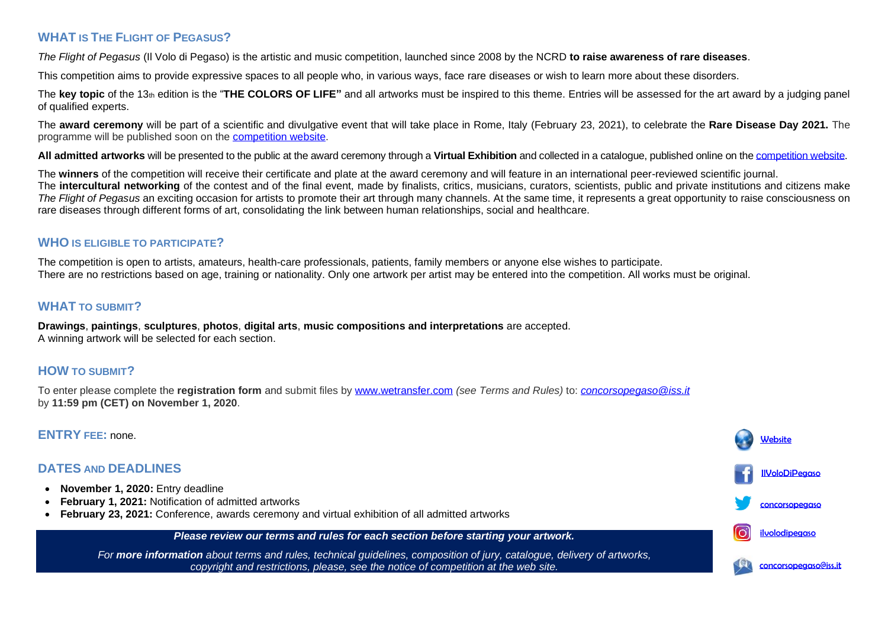## WHAT IS THE FLIGHT OF PEGASUS?

*The Flight of Pegasus* (Il Volo di Pegaso) is the artistic and music competition, launched since 2008 by the NCRD **to raise awareness of rare diseases**.

This competition aims to provide expressive spaces to all people who, in various ways, face rare diseases or wish to learn more about these disorders.

The **key topic** of the 13th edition is the "**THE COLORS OF LIFE"** and all artworks must be inspired to this theme. Entries will be assessed for the art award by a judging panel of qualified experts.

The **award ceremony** will be part of a scientific and divulgative event that will take place in Rome, Italy (February 23, 2021), to celebrate the **Rare Disease Day 2021.** The programme will be published soon on the competition website.

**All admitted artworks** will be presented to the public at the award ceremony through a **Virtual Exhibition** and collected in a catalogue, published online on the competition website.

The **winners** of the competition will receive their certificate and plate at the award ceremony and will feature in an international peer-reviewed scientific journal.
The **intercultural networking** of the contest and of the final event, made by finalists, critics, musicians, curators, scientists, public and private institutions and citizens make *The Flight of Pegasus* an exciting occasion for artists to promote their art through many channels. At the same time, it represents a great opportunity to raise consciousness on rare diseases through different forms of art, consolidating the link between human relationships, social and healthcare.

## WHO IS ELIGIBLE TO PARTICIPATE?

The competition is open to artists, amateurs, health-care professionals, patients, family members or anyone else wishes to participate.
There are no restrictions based on age, training or nationality. Only one artwork per artist may be entered into the competition. All works must be original.

## WHAT TO SUBMIT?

**Drawings**, **paintings**, **sculptures**, **photos**, **digital arts**, **music compositions and interpretations** are accepted.
A winning artwork will be selected for each section.

## HOW TO SUBMIT?

To enter please complete the **registration form** and submit files by www.wetransfer.com *(see Terms and Rules)* to: *concorsopegaso@iss.it*
by **11:59 pm (CET) on November 1, 2020**.

## ENTRY FEE: none.

## DATES AND DEADLINES

- **November 1, 2020:** Entry deadline
- **February 1, 2021:** Notification of admitted artworks
- **February 23, 2021:** Conference, awards ceremony and virtual exhibition of all admitted artworks

***Please review our terms and rules for each section before starting your artwork.***

*For **more information** about terms and rules, technical guidelines, composition of jury, catalogue, delivery of artworks, copyright and restrictions, please, see the notice of competition at the web site.*

Website

IlVoloDiPegaso

concorsopegaso

ilvolodipegaso

concorsopegaso@iss.it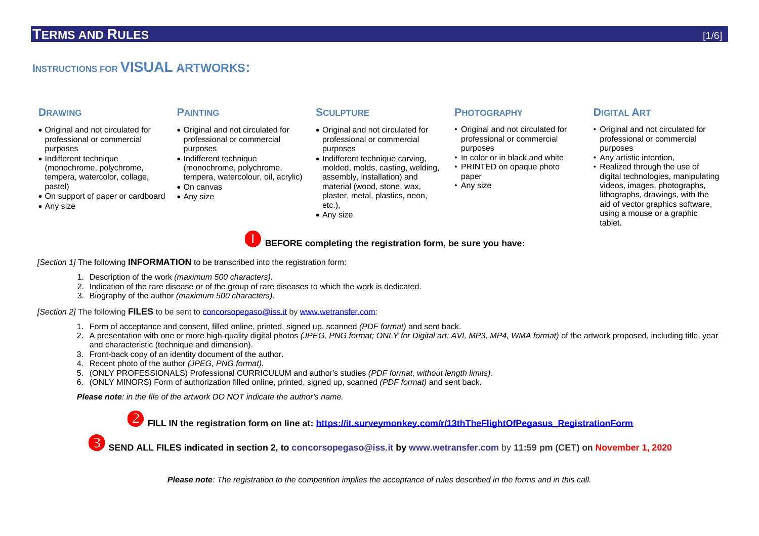# TERMS AND RULES

## INSTRUCTIONS FOR VISUAL ARTWORKS:

### DRAWING

- Original and not circulated for professional or commercial purposes
- Indifferent technique (monochrome, polychrome, tempera, watercolor, collage, pastel)
- On support of paper or cardboard
- Any size

### PAINTING

- Original and not circulated for professional or commercial purposes
- Indifferent technique (monochrome, polychrome, tempera, watercolour, oil, acrylic)
- On canvas
- Any size

### SCULPTURE

- Original and not circulated for professional or commercial purposes
- Indifferent technique carving, molded, molds, casting, welding, assembly, installation) and material (wood, stone, wax, plaster, metal, plastics, neon, etc.),
- Any size

### PHOTOGRAPHY

- Original and not circulated for professional or commercial purposes
- In color or in black and white
- PRINTED on opaque photo paper
- Any size

### DIGITAL ART

- Original and not circulated for professional or commercial purposes
- Any artistic intention,
- Realized through the use of digital technologies, manipulating videos, images, photographs, lithographs, drawings, with the aid of vector graphics software, using a mouse or a graphic tablet.

**1 BEFORE completing the registration form, be sure you have:**

*[Section 1]* The following **INFORMATION** to be transcribed into the registration form:

1. Description of the work *(maximum 500 characters).*
2. Indication of the rare disease or of the group of rare diseases to which the work is dedicated.
3. Biography of the author *(maximum 500 characters).*

*[Section 2]* The following **FILES** to be sent to concorsopegaso@iss.it by www.wetransfer.com:

1. Form of acceptance and consent, filled online, printed, signed up, scanned *(PDF format)* and sent back.
2. A presentation with one or more high-quality digital photos *(JPEG, PNG format; ONLY for Digital art: AVI, MP3, MP4, WMA format)* of the artwork proposed, including title, year and characteristic (technique and dimension).
3. Front-back copy of an identity document of the author.
4. Recent photo of the author *(JPEG, PNG format).*
5. (ONLY PROFESSIONALS) Professional CURRICULUM and author's studies *(PDF format, without length limits).*
6. (ONLY MINORS) Form of authorization filled online, printed, signed up, scanned *(PDF format)* and sent back.

***Please note**: in the file of the artwork DO NOT indicate the author's name.*

**2 FILL IN the registration form on line at: https://it.surveymonkey.com/r/13thTheFlightOfPegasus_RegistrationForm**

**3 SEND ALL FILES indicated in section 2, to concorsopegaso@iss.it by www.wetransfer.com by 11:59 pm (CET) on November 1, 2020**

***Please note**: The registration to the competition implies the acceptance of rules described in the forms and in this call.*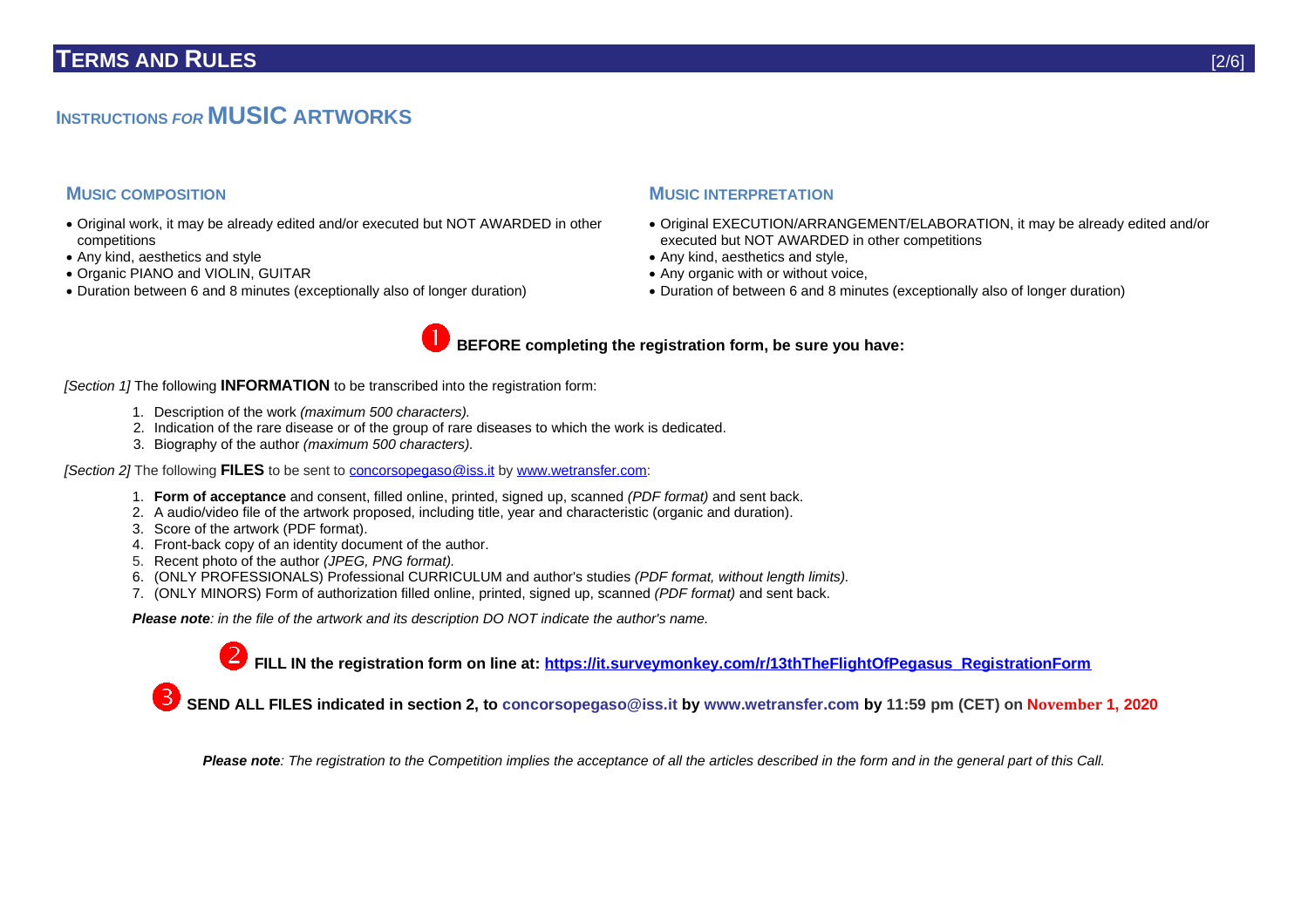# TERMS AND RULES

## INSTRUCTIONS *FOR* MUSIC ARTWORKS

### MUSIC COMPOSITION

- Original work, it may be already edited and/or executed but NOT AWARDED in other competitions
- Any kind, aesthetics and style
- Organic PIANO and VIOLIN, GUITAR
- Duration between 6 and 8 minutes (exceptionally also of longer duration)

### MUSIC INTERPRETATION

- Original EXECUTION/ARRANGEMENT/ELABORATION, it may be already edited and/or executed but NOT AWARDED in other competitions
- Any kind, aesthetics and style,
- Any organic with or without voice,
- Duration of between 6 and 8 minutes (exceptionally also of longer duration)

**1 BEFORE completing the registration form, be sure you have:**

*[Section 1]* The following **INFORMATION** to be transcribed into the registration form:

1. Description of the work *(maximum 500 characters).*
2. Indication of the rare disease or of the group of rare diseases to which the work is dedicated.
3. Biography of the author *(maximum 500 characters).*

*[Section 2]* The following **FILES** to be sent to concorsopegaso@iss.it by www.wetransfer.com:

1. **Form of acceptance** and consent, filled online, printed, signed up, scanned *(PDF format)* and sent back.
2. A audio/video file of the artwork proposed, including title, year and characteristic (organic and duration).
3. Score of the artwork (PDF format).
4. Front-back copy of an identity document of the author.
5. Recent photo of the author *(JPEG, PNG format).*
6. (ONLY PROFESSIONALS) Professional CURRICULUM and author's studies *(PDF format, without length limits).*
7. (ONLY MINORS) Form of authorization filled online, printed, signed up, scanned *(PDF format)* and sent back.

***Please note**: in the file of the artwork and its description DO NOT indicate the author's name.*

**2 FILL IN the registration form on line at: https://it.surveymonkey.com/r/13thTheFlightOfPegasus_RegistrationForm**

**3 SEND ALL FILES indicated in section 2, to concorsopegaso@iss.it by www.wetransfer.com by 11:59 pm (CET) on November 1, 2020**

***Please note**: The registration to the Competition implies the acceptance of all the articles described in the form and in the general part of this Call.*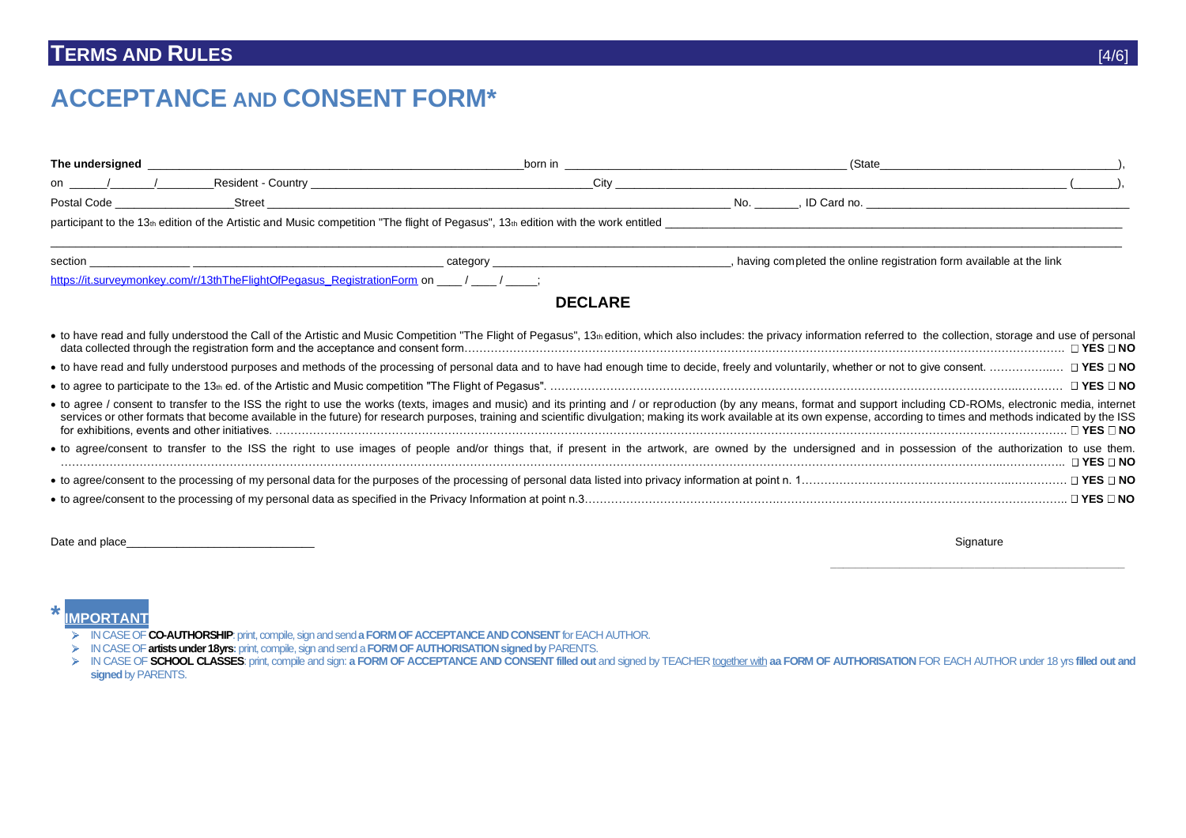# TERMS AND RULES

## ACCEPTANCE AND CONSENT FORM*

**The undersigned** ________________________________________________________born in ________________________________________ (State_____________________________________),

on _____/______/________Resident - Country ___________________________________________City _____________________________________________________________________________ (_______),

Postal Code __________________Street __________________________________________________________________________ No. _______, ID Card no. ________________________________________

participant to the 13th edition of the Artistic and Music competition "The flight of Pegasus", 13th edition with the work entitled ____________________________________________________________________

_______________________________________________________________________________________________________________________________________________

section _______________ ____________________________________ category ___________________________________, having completed the online registration form available at the link

https://it.surveymonkey.com/r/13thTheFlightOfPegasus_RegistrationForm on ____ / ____ / _____;

### DECLARE

- to have read and fully understood the Call of the Artistic and Music Competition "The Flight of Pegasus", 13th edition, which also includes: the privacy information referred to the collection, storage and use of personal data collected through the registration form and the acceptance and consent form………… ☐ **YES** ☐ **NO**
- to have read and fully understood purposes and methods of the processing of personal data and to have had enough time to decide, freely and voluntarily, whether or not to give consent. ………… ☐ **YES** ☐ **NO**
- to agree to participate to the 13th ed. of the Artistic and Music competition "The Flight of Pegasus". ………… ☐ **YES** ☐ **NO**
- to agree / consent to transfer to the ISS the right to use the works (texts, images and music) and its printing and / or reproduction (by any means, format and support including CD-ROMs, electronic media, internet services or other formats that become available in the future) for research purposes, training and scientific divulgation; making its work available at its own expense, according to times and methods indicated by the ISS for exhibitions, events and other initiatives. ………… ☐ **YES** ☐ **NO**
- to agree/consent to transfer to the ISS the right to use images of people and/or things that, if present in the artwork, are owned by the undersigned and in possession of the authorization to use them. ………… ☐ **YES** ☐ **NO**
- to agree/consent to the processing of my personal data for the purposes of the processing of personal data listed into privacy information at point n. 1………… ☐ **YES** ☐ **NO**
- to agree/consent to the processing of my personal data as specified in the Privacy Information at point n.3………… ☐ **YES** ☐ **NO**

Date and place_____________________________

Signature

_____________________________________________

\* **IMPORTANT**

- IN CASE OF **CO-AUTHORSHIP**: print, compile, sign and send **a FORM OF ACCEPTANCE AND CONSENT** for EACH AUTHOR.
- IN CASE OF **artists under 18yrs**: print, compile, sign and send a **FORM OF AUTHORISATION signed by** PARENTS.
- IN CASE OF **SCHOOL CLASSES**: print, compile and sign: **a FORM OF ACCEPTANCE AND CONSENT filled out** and signed by TEACHER together with **aa FORM OF AUTHORISATION** FOR EACH AUTHOR under 18 yrs **filled out and signed** by PARENTS.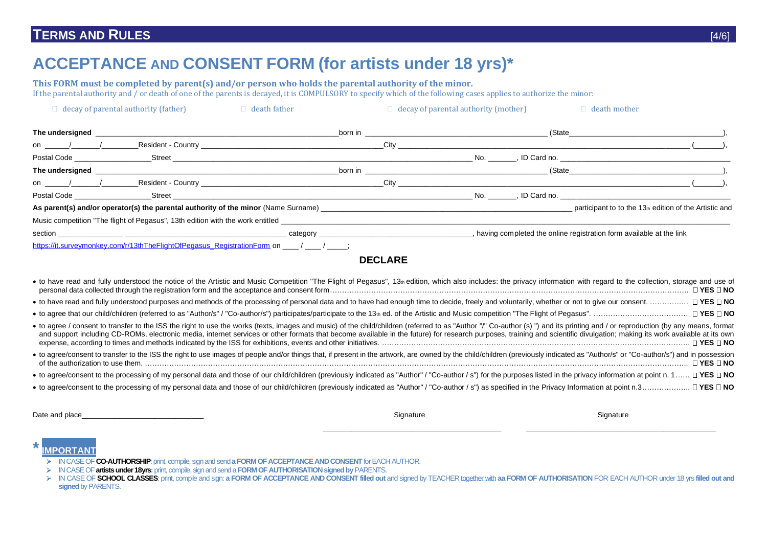## TERMS AND RULES

# ACCEPTANCE AND CONSENT FORM (for artists under 18 yrs)*

**This FORM must be completed by parent(s) and/or person who holds the parental authority of the minor.**

If the parental authority and / or death of one of the parents is decayed, it is COMPULSORY to specify which of the following cases applies to authorize the minor:

□ decay of parental authority (father) □ death father □ decay of parental authority (mother) □ death mother

**The undersigned** ________________________________________________ born in ________________________________ (State____________________________),

on _____/_____/_______ Resident - Country ________________________________ City ________________________________________________________ (______),

Postal Code ________________ Street ________________________________________________________ No. ______, ID Card no. ________________________________

**The undersigned** ________________________________________________ born in ________________________________ (State____________________________),

on _____/_____/_______ Resident - Country ________________________________ City ________________________________________________________ (______),

Postal Code ________________ Street ________________________________________________________ No. ______, ID Card no. ________________________________

**As parent(s) and/or operator(s) the parental authority of the minor** (Name Surname) ________________________________________________ participant to to the 13th edition of the Artistic and Music competition "The flight of Pegasus", 13th edition with the work entitled ________________________________________________________________________

section ____________ ______________________________ category ______________________________, having completed the online registration form available at the link https://it.surveymonkey.com/r/13thTheFlightOfPegasus_RegistrationForm on ____ / ____ / _____;

## DECLARE

- to have read and fully understood the notice of the Artistic and Music Competition "The Flight of Pegasus", 13th edition, which also includes: the privacy information with regard to the collection, storage and use of personal data collected through the registration form and the acceptance and consent form……… □ **YES** □ **NO**
- to have read and fully understood purposes and methods of the processing of personal data and to have had enough time to decide, freely and voluntarily, whether or not to give our consent. ……… □ **YES** □ **NO**
- to agree that our child/children (referred to as "Author/s" / "Co-author/s") participates/participate to the 13th ed. of the Artistic and Music competition "The Flight of Pegasus". ……… □ **YES** □ **NO**
- to agree / consent to transfer to the ISS the right to use the works (texts, images and music) of the child/children (referred to as "Author "/" Co-author (s) ") and its printing and / or reproduction (by any means, format and support including CD-ROMs, electronic media, internet services or other formats that become available in the future) for research purposes, training and scientific divulgation; making its work available at its own expense, according to times and methods indicated by the ISS for exhibitions, events and other initiatives. ……… □ **YES** □ **NO**
- to agree/consent to transfer to the ISS the right to use images of people and/or things that, if present in the artwork, are owned by the child/children (previously indicated as "Author/s" or "Co-author/s") and in possession of the authorization to use them. ……… □ **YES** □ **NO**
- to agree/consent to the processing of my personal data and those of our child/children (previously indicated as "Author" / "Co-author / s") for the purposes listed in the privacy information at point n. 1…… □ **YES** □ **NO**
- to agree/consent to the processing of my personal data and those of our child/children (previously indicated as "Author" / "Co-author / s") as specified in the Privacy Information at point n.3……… □ **YES** □ **NO**

Date and place____________________________ Signature ____________________________ Signature ____________________________

## * IMPORTANT

- IN CASE OF **CO-AUTHORSHIP**: print, compile, sign and send **a FORM OF ACCEPTANCE AND CONSENT** for EACH AUTHOR.
- IN CASE OF **artists under 18yrs**: print, compile, sign and send a **FORM OF AUTHORISATION signed by** PARENTS.
- IN CASE OF **SCHOOL CLASSES**: print, compile and sign: **a FORM OF ACCEPTANCE AND CONSENT filled out** and signed by TEACHER together with **aa FORM OF AUTHORISATION** FOR EACH AUTHOR under 18 yrs **filled out and signed** by PARENTS.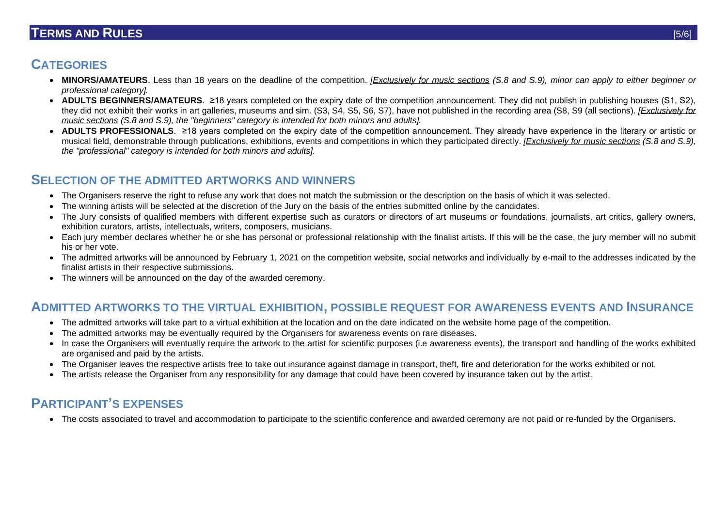# TERMS AND RULES

## CATEGORIES

- **MINORS/AMATEURS**. Less than 18 years on the deadline of the competition. *[<u>Exclusively for music sections</u> (S.8 and S.9), minor can apply to either beginner or professional category].*
- **ADULTS BEGINNERS/AMATEURS**. ≥18 years completed on the expiry date of the competition announcement. They did not publish in publishing houses (S1, S2), they did not exhibit their works in art galleries, museums and sim. (S3, S4, S5, S6, S7), have not published in the recording area (S8, S9 (all sections). *[<u>Exclusively for music sections</u> (S.8 and S.9), the "beginners" category is intended for both minors and adults].*
- **ADULTS PROFESSIONALS**. ≥18 years completed on the expiry date of the competition announcement. They already have experience in the literary or artistic or musical field, demonstrable through publications, exhibitions, events and competitions in which they participated directly. *[<u>Exclusively for music sections</u> (S.8 and S.9), the "professional" category is intended for both minors and adults].*

## SELECTION OF THE ADMITTED ARTWORKS AND WINNERS

- The Organisers reserve the right to refuse any work that does not match the submission or the description on the basis of which it was selected.
- The winning artists will be selected at the discretion of the Jury on the basis of the entries submitted online by the candidates.
- The Jury consists of qualified members with different expertise such as curators or directors of art museums or foundations, journalists, art critics, gallery owners, exhibition curators, artists, intellectuals, writers, composers, musicians.
- Each jury member declares whether he or she has personal or professional relationship with the finalist artists. If this will be the case, the jury member will no submit his or her vote.
- The admitted artworks will be announced by February 1, 2021 on the competition website, social networks and individually by e-mail to the addresses indicated by the finalist artists in their respective submissions.
- The winners will be announced on the day of the awarded ceremony.

## ADMITTED ARTWORKS TO THE VIRTUAL EXHIBITION, POSSIBLE REQUEST FOR AWARENESS EVENTS AND INSURANCE

- The admitted artworks will take part to a virtual exhibition at the location and on the date indicated on the website home page of the competition.
- The admitted artworks may be eventually required by the Organisers for awareness events on rare diseases.
- In case the Organisers will eventually require the artwork to the artist for scientific purposes (i.e awareness events), the transport and handling of the works exhibited are organised and paid by the artists.
- The Organiser leaves the respective artists free to take out insurance against damage in transport, theft, fire and deterioration for the works exhibited or not.
- The artists release the Organiser from any responsibility for any damage that could have been covered by insurance taken out by the artist.

## PARTICIPANT'S EXPENSES

- The costs associated to travel and accommodation to participate to the scientific conference and awarded ceremony are not paid or re-funded by the Organisers.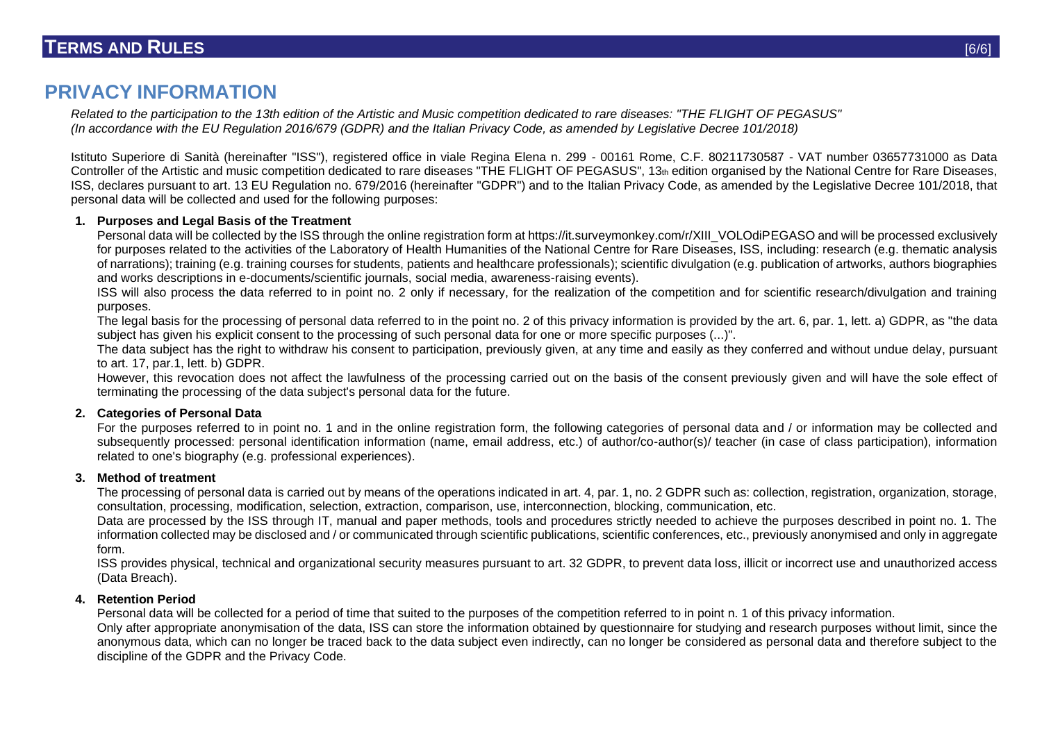## PRIVACY INFORMATION

*Related to the participation to the 13th edition of the Artistic and Music competition dedicated to rare diseases: "THE FLIGHT OF PEGASUS"*
*(In accordance with the EU Regulation 2016/679 (GDPR) and the Italian Privacy Code, as amended by Legislative Decree 101/2018)*

Istituto Superiore di Sanità (hereinafter "ISS"), registered office in viale Regina Elena n. 299 - 00161 Rome, C.F. 80211730587 - VAT number 03657731000 as Data Controller of the Artistic and music competition dedicated to rare diseases "THE FLIGHT OF PEGASUS", 13th edition organised by the National Centre for Rare Diseases, ISS, declares pursuant to art. 13 EU Regulation no. 679/2016 (hereinafter "GDPR") and to the Italian Privacy Code, as amended by the Legislative Decree 101/2018, that personal data will be collected and used for the following purposes:

1. **Purposes and Legal Basis of the Treatment**

   Personal data will be collected by the ISS through the online registration form at https://it.surveymonkey.com/r/XIII_VOLOdiPEGASO and will be processed exclusively for purposes related to the activities of the Laboratory of Health Humanities of the National Centre for Rare Diseases, ISS, including: research (e.g. thematic analysis of narrations); training (e.g. training courses for students, patients and healthcare professionals); scientific divulgation (e.g. publication of artworks, authors biographies and works descriptions in e-documents/scientific journals, social media, awareness-raising events).

   ISS will also process the data referred to in point no. 2 only if necessary, for the realization of the competition and for scientific research/divulgation and training purposes.

   The legal basis for the processing of personal data referred to in the point no. 2 of this privacy information is provided by the art. 6, par. 1, lett. a) GDPR, as "the data subject has given his explicit consent to the processing of such personal data for one or more specific purposes (...)".

   The data subject has the right to withdraw his consent to participation, previously given, at any time and easily as they conferred and without undue delay, pursuant to art. 17, par.1, lett. b) GDPR.

   However, this revocation does not affect the lawfulness of the processing carried out on the basis of the consent previously given and will have the sole effect of terminating the processing of the data subject's personal data for the future.

2. **Categories of Personal Data**

   For the purposes referred to in point no. 1 and in the online registration form, the following categories of personal data and / or information may be collected and subsequently processed: personal identification information (name, email address, etc.) of author/co-author(s)/ teacher (in case of class participation), information related to one's biography (e.g. professional experiences).

3. **Method of treatment**

   The processing of personal data is carried out by means of the operations indicated in art. 4, par. 1, no. 2 GDPR such as: collection, registration, organization, storage, consultation, processing, modification, selection, extraction, comparison, use, interconnection, blocking, communication, etc.

   Data are processed by the ISS through IT, manual and paper methods, tools and procedures strictly needed to achieve the purposes described in point no. 1. The information collected may be disclosed and / or communicated through scientific publications, scientific conferences, etc., previously anonymised and only in aggregate form.

   ISS provides physical, technical and organizational security measures pursuant to art. 32 GDPR, to prevent data loss, illicit or incorrect use and unauthorized access (Data Breach).

4. **Retention Period**

   Personal data will be collected for a period of time that suited to the purposes of the competition referred to in point n. 1 of this privacy information.

   Only after appropriate anonymisation of the data, ISS can store the information obtained by questionnaire for studying and research purposes without limit, since the anonymous data, which can no longer be traced back to the data subject even indirectly, can no longer be considered as personal data and therefore subject to the discipline of the GDPR and the Privacy Code.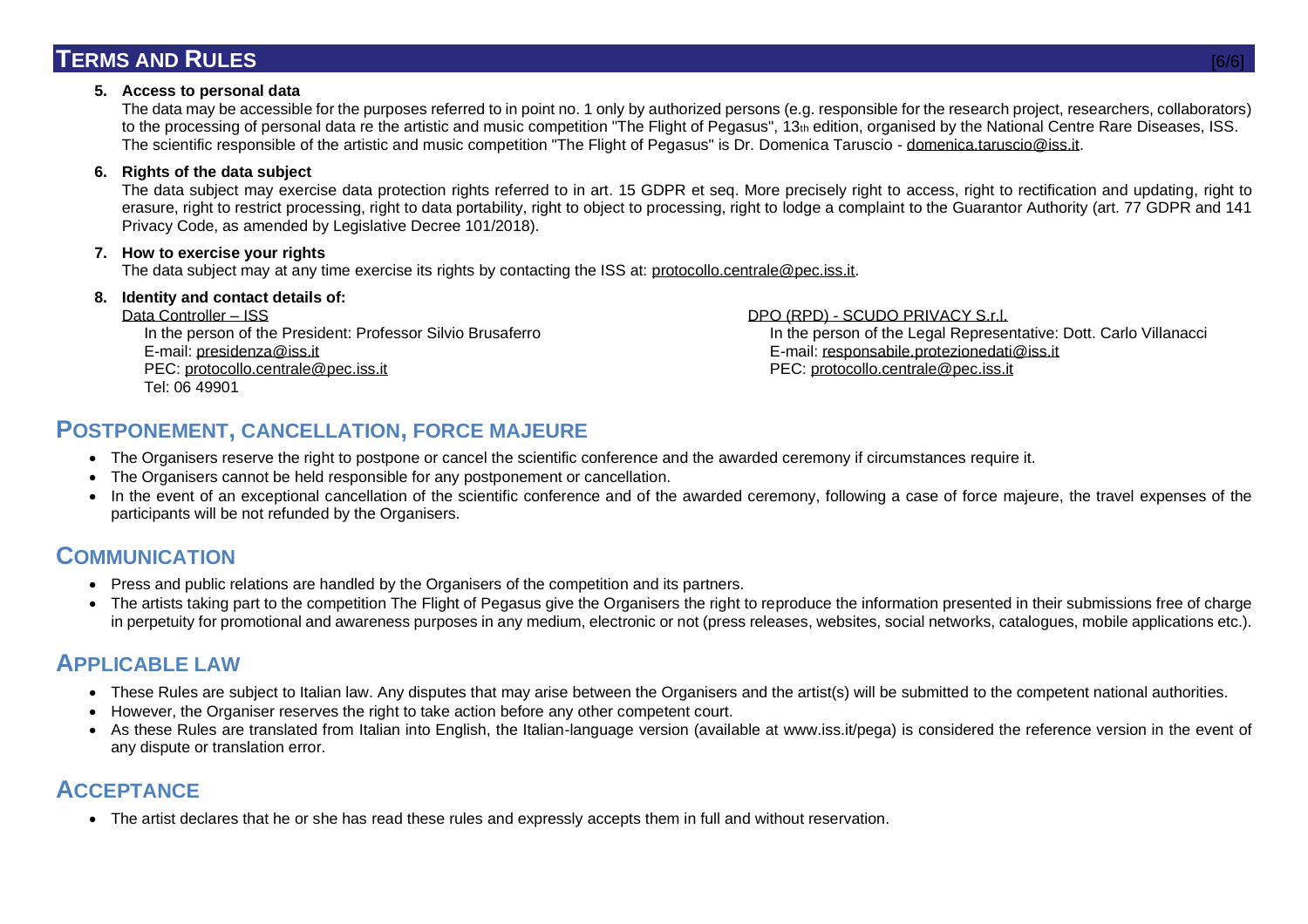## TERMS AND RULES

5. **Access to personal data**
   The data may be accessible for the purposes referred to in point no. 1 only by authorized persons (e.g. responsible for the research project, researchers, collaborators) to the processing of personal data re the artistic and music competition "The Flight of Pegasus", 13th edition, organised by the National Centre Rare Diseases, ISS. The scientific responsible of the artistic and music competition "The Flight of Pegasus" is Dr. Domenica Taruscio - domenica.taruscio@iss.it.

6. **Rights of the data subject**
   The data subject may exercise data protection rights referred to in art. 15 GDPR et seq. More precisely right to access, right to rectification and updating, right to erasure, right to restrict processing, right to data portability, right to object to processing, right to lodge a complaint to the Guarantor Authority (art. 77 GDPR and 141 Privacy Code, as amended by Legislative Decree 101/2018).

7. **How to exercise your rights**
   The data subject may at any time exercise its rights by contacting the ISS at: protocollo.centrale@pec.iss.it.

8. **Identity and contact details of:**

   Data Controller – ISS
   In the person of the President: Professor Silvio Brusaferro
   E-mail: presidenza@iss.it
   PEC: protocollo.centrale@pec.iss.it
   Tel: 06 49901

   DPO (RPD) - SCUDO PRIVACY S.r.l.
   In the person of the Legal Representative: Dott. Carlo Villanacci
   E-mail: responsabile.protezionedati@iss.it
   PEC: protocollo.centrale@pec.iss.it

## POSTPONEMENT, CANCELLATION, FORCE MAJEURE

- The Organisers reserve the right to postpone or cancel the scientific conference and the awarded ceremony if circumstances require it.
- The Organisers cannot be held responsible for any postponement or cancellation.
- In the event of an exceptional cancellation of the scientific conference and of the awarded ceremony, following a case of force majeure, the travel expenses of the participants will be not refunded by the Organisers.

## COMMUNICATION

- Press and public relations are handled by the Organisers of the competition and its partners.
- The artists taking part to the competition The Flight of Pegasus give the Organisers the right to reproduce the information presented in their submissions free of charge in perpetuity for promotional and awareness purposes in any medium, electronic or not (press releases, websites, social networks, catalogues, mobile applications etc.).

## APPLICABLE LAW

- These Rules are subject to Italian law. Any disputes that may arise between the Organisers and the artist(s) will be submitted to the competent national authorities.
- However, the Organiser reserves the right to take action before any other competent court.
- As these Rules are translated from Italian into English, the Italian-language version (available at www.iss.it/pega) is considered the reference version in the event of any dispute or translation error.

## ACCEPTANCE

- The artist declares that he or she has read these rules and expressly accepts them in full and without reservation.